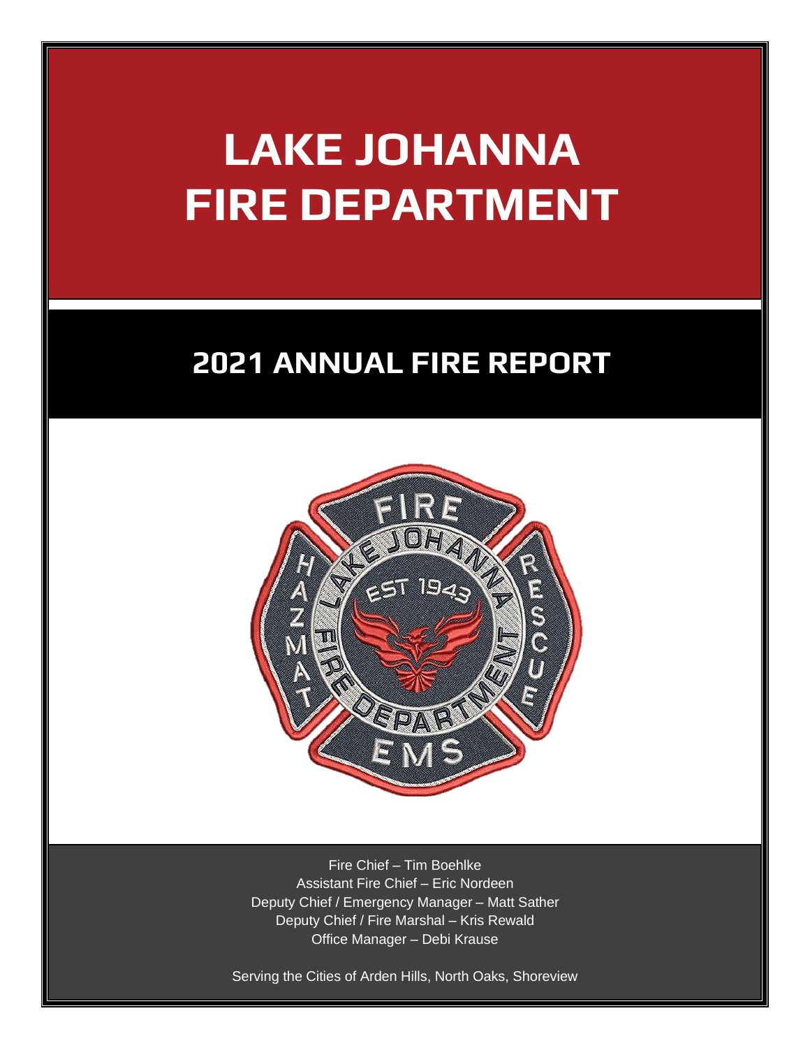# LAKE JOHANNA FIRE DEPARTMENT

## 2021 ANNUAL FIRE REPORT

Fire Chief – Tim Boehlke
Assistant Fire Chief – Eric Nordeen
Deputy Chief / Emergency Manager – Matt Sather
Deputy Chief / Fire Marshal – Kris Rewald
Office Manager – Debi Krause

Serving the Cities of Arden Hills, North Oaks, Shoreview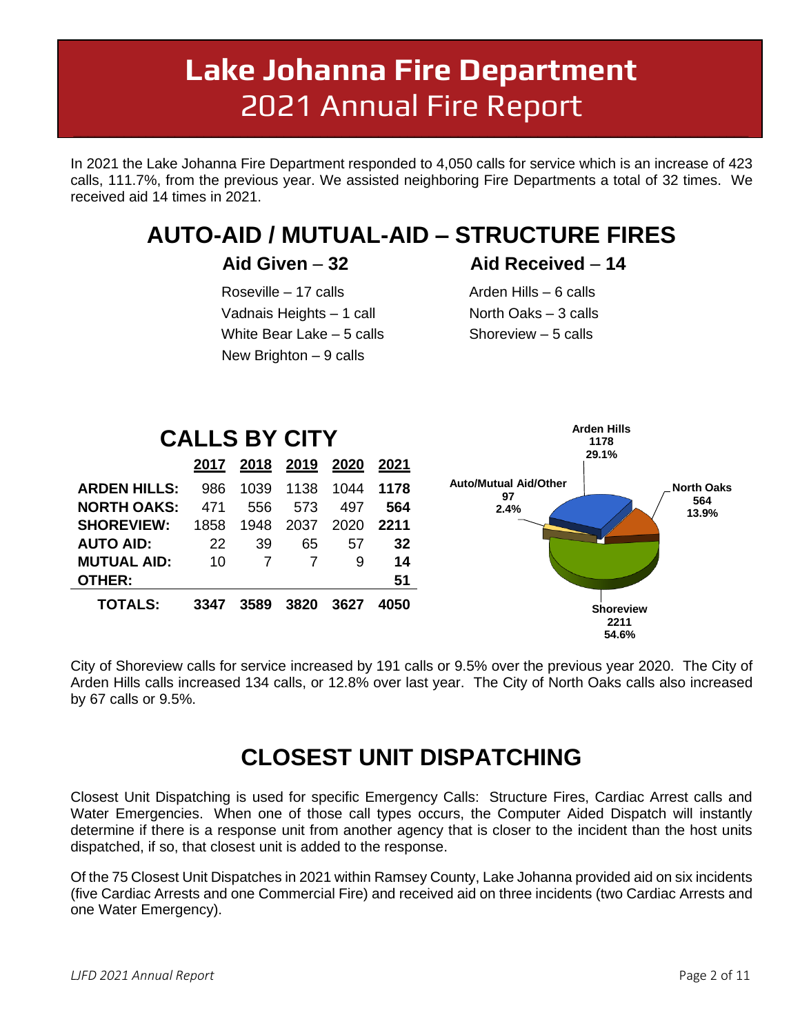# Lake Johanna Fire Department
## 2021 Annual Fire Report

In 2021 the Lake Johanna Fire Department responded to 4,050 calls for service which is an increase of 423 calls, 111.7%, from the previous year. We assisted neighboring Fire Departments a total of 32 times. We received aid 14 times in 2021.

## AUTO-AID / MUTUAL-AID – STRUCTURE FIRES

### Aid Given – 32

Roseville – 17 calls
Vadnais Heights – 1 call
White Bear Lake – 5 calls
New Brighton – 9 calls

### Aid Received – 14

Arden Hills – 6 calls
North Oaks – 3 calls
Shoreview – 5 calls

## CALLS BY CITY

| | 2017 | 2018 | 2019 | 2020 | 2021 |
|---|---|---|---|---|---|
| **ARDEN HILLS:** | 986 | 1039 | 1138 | 1044 | **1178** |
| **NORTH OAKS:** | 471 | 556 | 573 | 497 | **564** |
| **SHOREVIEW:** | 1858 | 1948 | 2037 | 2020 | **2211** |
| **AUTO AID:** | 22 | 39 | 65 | 57 | **32** |
| **MUTUAL AID:** | 10 | 7 | 7 | 9 | **14** |
| **OTHER:** | | | | | **51** |
| **TOTALS:** | **3347** | **3589** | **3820** | **3627** | **4050** |

**Arden Hills** 1178 29.1%
**North Oaks** 564 13.9%
**Shoreview** 2211 54.6%
**Auto/Mutual Aid/Other** 97 2.4%

City of Shoreview calls for service increased by 191 calls or 9.5% over the previous year 2020. The City of Arden Hills calls increased 134 calls, or 12.8% over last year. The City of North Oaks calls also increased by 67 calls or 9.5%.

## CLOSEST UNIT DISPATCHING

Closest Unit Dispatching is used for specific Emergency Calls: Structure Fires, Cardiac Arrest calls and Water Emergencies. When one of those call types occurs, the Computer Aided Dispatch will instantly determine if there is a response unit from another agency that is closer to the incident than the host units dispatched, if so, that closest unit is added to the response.

Of the 75 Closest Unit Dispatches in 2021 within Ramsey County, Lake Johanna provided aid on six incidents (five Cardiac Arrests and one Commercial Fire) and received aid on three incidents (two Cardiac Arrests and one Water Emergency).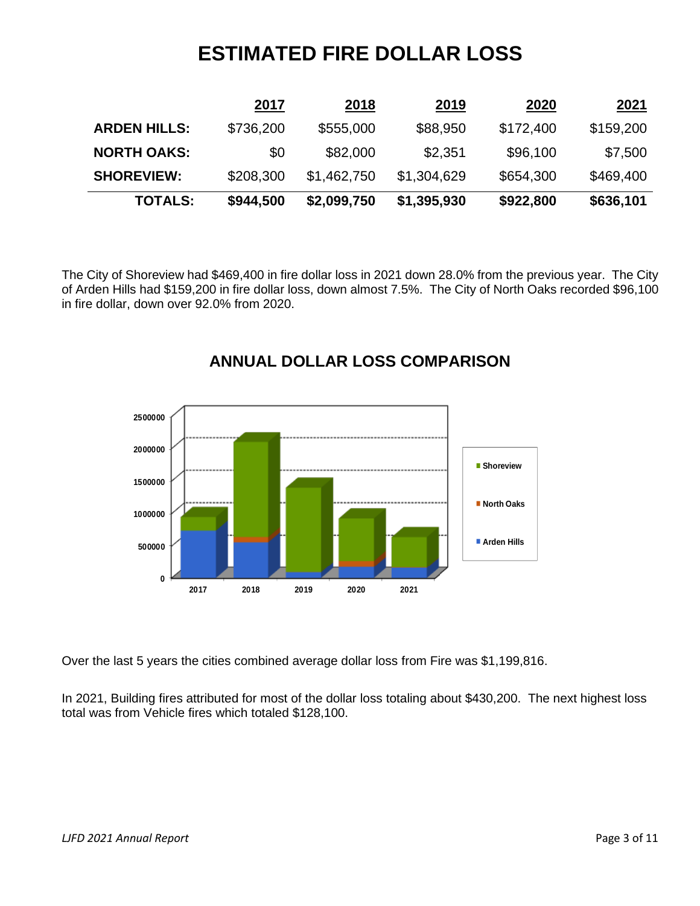# ESTIMATED FIRE DOLLAR LOSS

| | 2017 | 2018 | 2019 | 2020 | 2021 |
|---|---|---|---|---|---|
| **ARDEN HILLS:** | $736,200 | $555,000 | $88,950 | $172,400 | $159,200 |
| **NORTH OAKS:** | $0 | $82,000 | $2,351 | $96,100 | $7,500 |
| **SHOREVIEW:** | $208,300 | $1,462,750 | $1,304,629 | $654,300 | $469,400 |
| **TOTALS:** | **$944,500** | **$2,099,750** | **$1,395,930** | **$922,800** | **$636,101** |

The City of Shoreview had $469,400 in fire dollar loss in 2021 down 28.0% from the previous year. The City of Arden Hills had $159,200 in fire dollar loss, down almost 7.5%. The City of North Oaks recorded $96,100 in fire dollar, down over 92.0% from 2020.

## ANNUAL DOLLAR LOSS COMPARISON

Over the last 5 years the cities combined average dollar loss from Fire was $1,199,816.

In 2021, Building fires attributed for most of the dollar loss totaling about $430,200. The next highest loss total was from Vehicle fires which totaled $128,100.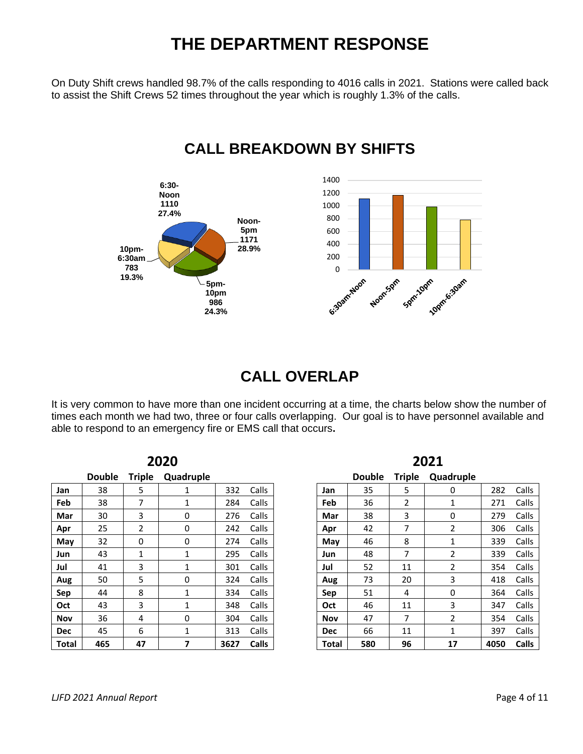# THE DEPARTMENT RESPONSE

On Duty Shift crews handled 98.7% of the calls responding to 4016 calls in 2021. Stations were called back to assist the Shift Crews 52 times throughout the year which is roughly 1.3% of the calls.

## CALL BREAKDOWN BY SHIFTS

| Shift | Calls | Percent |
|---|---|---|
| 6:30am-Noon | 1110 | 27.4% |
| Noon-5pm | 1171 | 28.9% |
| 5pm-10pm | 986 | 24.3% |
| 10pm-6:30am | 783 | 19.3% |

## CALL OVERLAP

It is very common to have more than one incident occurring at a time, the charts below show the number of times each month we had two, three or four calls overlapping. Our goal is to have personnel available and able to respond to an emergency fire or EMS call that occurs.

### 2020

| | Double | Triple | Quadruple | | |
|---|---|---|---|---|---|
| Jan | 38 | 5 | 1 | 332 | Calls |
| Feb | 38 | 7 | 1 | 284 | Calls |
| Mar | 30 | 3 | 0 | 276 | Calls |
| Apr | 25 | 2 | 0 | 242 | Calls |
| May | 32 | 0 | 0 | 274 | Calls |
| Jun | 43 | 1 | 1 | 295 | Calls |
| Jul | 41 | 3 | 1 | 301 | Calls |
| Aug | 50 | 5 | 0 | 324 | Calls |
| Sep | 44 | 8 | 1 | 334 | Calls |
| Oct | 43 | 3 | 1 | 348 | Calls |
| Nov | 36 | 4 | 0 | 304 | Calls |
| Dec | 45 | 6 | 1 | 313 | Calls |
| **Total** | **465** | **47** | **7** | **3627** | **Calls** |

### 2021

| | Double | Triple | Quadruple | | |
|---|---|---|---|---|---|
| Jan | 35 | 5 | 0 | 282 | Calls |
| Feb | 36 | 2 | 1 | 271 | Calls |
| Mar | 38 | 3 | 0 | 279 | Calls |
| Apr | 42 | 7 | 2 | 306 | Calls |
| May | 46 | 8 | 1 | 339 | Calls |
| Jun | 48 | 7 | 2 | 339 | Calls |
| Jul | 52 | 11 | 2 | 354 | Calls |
| Aug | 73 | 20 | 3 | 418 | Calls |
| Sep | 51 | 4 | 0 | 364 | Calls |
| Oct | 46 | 11 | 3 | 347 | Calls |
| Nov | 47 | 7 | 2 | 354 | Calls |
| Dec | 66 | 11 | 1 | 397 | Calls |
| **Total** | **580** | **96** | **17** | **4050** | **Calls** |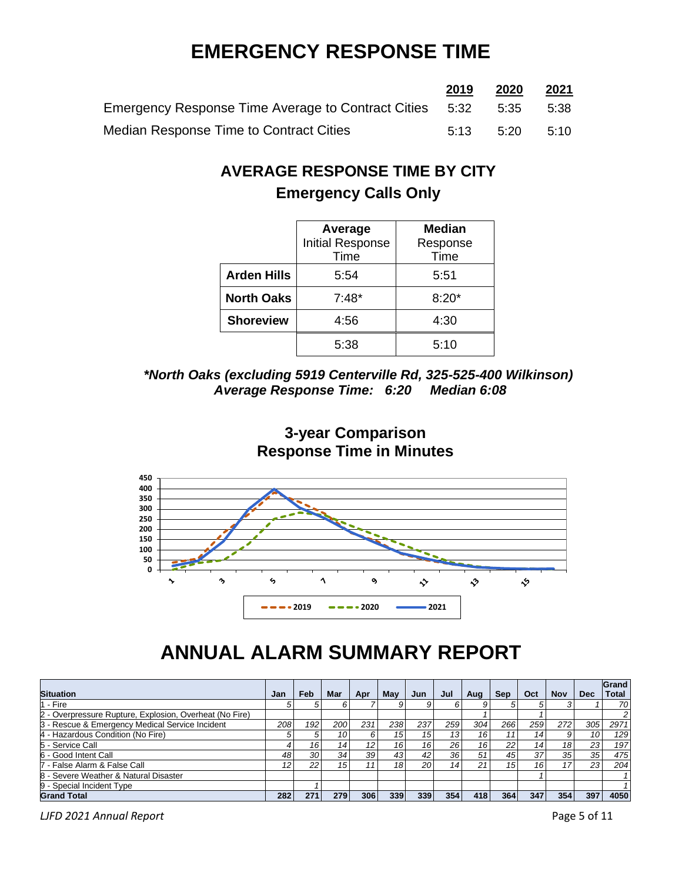# EMERGENCY RESPONSE TIME

| | 2019 | 2020 | 2021 |
|---|---|---|---|
| Emergency Response Time Average to Contract Cities | 5:32 | 5:35 | 5:38 |
| Median Response Time to Contract Cities | 5:13 | 5:20 | 5:10 |

## AVERAGE RESPONSE TIME BY CITY

### Emergency Calls Only

| | Average Initial Response Time | Median Response Time |
|---|---|---|
| **Arden Hills** | 5:54 | 5:51 |
| **North Oaks** | 7:48* | 8:20* |
| **Shoreview** | 4:56 | 4:30 |
| | 5:38 | 5:10 |

***North Oaks (excluding 5919 Centerville Rd, 325-525-400 Wilkinson)***
***Average Response Time: 6:20 Median 6:08***

### 3-year Comparison
### Response Time in Minutes

# ANNUAL ALARM SUMMARY REPORT

| Situation | Jan | Feb | Mar | Apr | May | Jun | Jul | Aug | Sep | Oct | Nov | Dec | Grand Total |
|---|---|---|---|---|---|---|---|---|---|---|---|---|---|
| 1 - Fire | 5 | 5 | 6 | 7 | 9 | 9 | 6 | 9 | 5 | 5 | 3 | 1 | 70 |
| 2 - Overpressure Rupture, Explosion, Overheat (No Fire) | | | | | | | | 1 | | 1 | | | 2 |
| 3 - Rescue & Emergency Medical Service Incident | 208 | 192 | 200 | 231 | 238 | 237 | 259 | 304 | 266 | 259 | 272 | 305 | 2971 |
| 4 - Hazardous Condition (No Fire) | 5 | 5 | 10 | 6 | 15 | 15 | 13 | 16 | 11 | 14 | 9 | 10 | 129 |
| 5 - Service Call | 4 | 16 | 14 | 12 | 16 | 16 | 26 | 16 | 22 | 14 | 18 | 23 | 197 |
| 6 - Good Intent Call | 48 | 30 | 34 | 39 | 43 | 42 | 36 | 51 | 45 | 37 | 35 | 35 | 475 |
| 7 - False Alarm & False Call | 12 | 22 | 15 | 11 | 18 | 20 | 14 | 21 | 15 | 16 | 17 | 23 | 204 |
| 8 - Severe Weather & Natural Disaster | | | | | | | | | | 1 | | | 1 |
| 9 - Special Incident Type | | 1 | | | | | | | | | | | 1 |
| **Grand Total** | **282** | **271** | **279** | **306** | **339** | **339** | **354** | **418** | **364** | **347** | **354** | **397** | **4050** |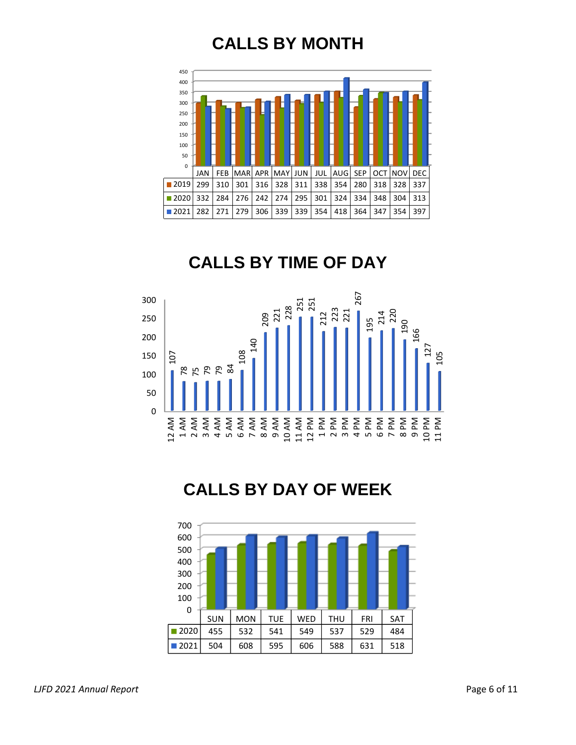# CALLS BY MONTH

| | JAN | FEB | MAR | APR | MAY | JUN | JUL | AUG | SEP | OCT | NOV | DEC |
|---|---|---|---|---|---|---|---|---|---|---|---|---|
| 2019 | 299 | 310 | 301 | 316 | 328 | 311 | 338 | 354 | 280 | 318 | 328 | 337 |
| 2020 | 332 | 284 | 276 | 242 | 274 | 295 | 301 | 324 | 334 | 348 | 304 | 313 |
| 2021 | 282 | 271 | 279 | 306 | 339 | 339 | 354 | 418 | 364 | 347 | 354 | 397 |

# CALLS BY TIME OF DAY

| Time | Calls |
|---|---|
| 12 AM | 107 |
| 1 AM | 78 |
| 2 AM | 75 |
| 3 AM | 79 |
| 4 AM | 79 |
| 5 AM | 84 |
| 6 AM | 108 |
| 7 AM | 140 |
| 8 AM | 209 |
| 9 AM | 221 |
| 10 AM | 228 |
| 11 AM | 251 |
| 12 PM | 251 |
| 1 PM | 212 |
| 2 PM | 223 |
| 3 PM | 221 |
| 4 PM | 267 |
| 5 PM | 195 |
| 6 PM | 214 |
| 7 PM | 220 |
| 8 PM | 190 |
| 9 PM | 166 |
| 10 PM | 127 |
| 11 PM | 105 |

# CALLS BY DAY OF WEEK

| | SUN | MON | TUE | WED | THU | FRI | SAT |
|---|---|---|---|---|---|---|---|
| 2020 | 455 | 532 | 541 | 549 | 537 | 529 | 484 |
| 2021 | 504 | 608 | 595 | 606 | 588 | 631 | 518 |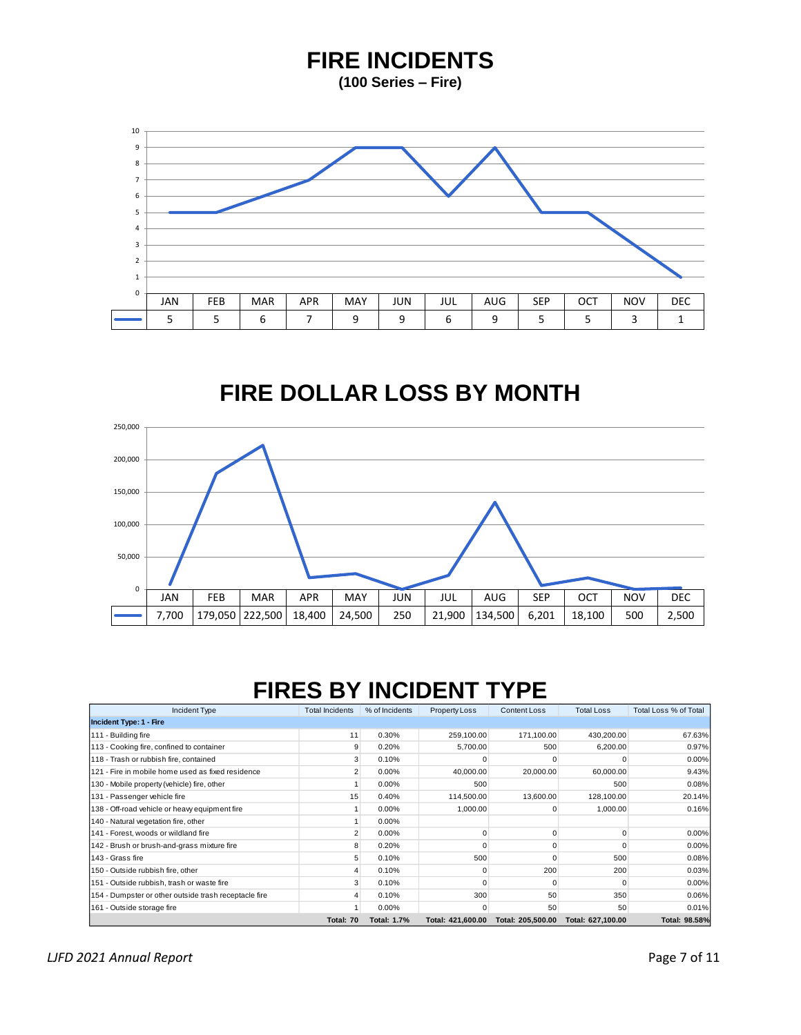# FIRE INCIDENTS

**(100 Series – Fire)**

| | JAN | FEB | MAR | APR | MAY | JUN | JUL | AUG | SEP | OCT | NOV | DEC |
|---|---|---|---|---|---|---|---|---|---|---|---|---|
| | 5 | 5 | 6 | 7 | 9 | 9 | 6 | 9 | 5 | 5 | 3 | 1 |

# FIRE DOLLAR LOSS BY MONTH

| | JAN | FEB | MAR | APR | MAY | JUN | JUL | AUG | SEP | OCT | NOV | DEC |
|---|---|---|---|---|---|---|---|---|---|---|---|---|
| | 7,700 | 179,050 | 222,500 | 18,400 | 24,500 | 250 | 21,900 | 134,500 | 6,201 | 18,100 | 500 | 2,500 |

# FIRES BY INCIDENT TYPE

| Incident Type | Total Incidents | % of Incidents | Property Loss | Content Loss | Total Loss | Total Loss % of Total |
|---|---|---|---|---|---|---|
| **Incident Type: 1 - Fire** | | | | | | |
| 111 - Building fire | 11 | 0.30% | 259,100.00 | 171,100.00 | 430,200.00 | 67.63% |
| 113 - Cooking fire, confined to container | 9 | 0.20% | 5,700.00 | 500 | 6,200.00 | 0.97% |
| 118 - Trash or rubbish fire, contained | 3 | 0.10% | 0 | 0 | 0 | 0.00% |
| 121 - Fire in mobile home used as fixed residence | 2 | 0.00% | 40,000.00 | 20,000.00 | 60,000.00 | 9.43% |
| 130 - Mobile property (vehicle) fire, other | 1 | 0.00% | 500 | | 500 | 0.08% |
| 131 - Passenger vehicle fire | 15 | 0.40% | 114,500.00 | 13,600.00 | 128,100.00 | 20.14% |
| 138 - Off-road vehicle or heavy equipment fire | 1 | 0.00% | 1,000.00 | 0 | 1,000.00 | 0.16% |
| 140 - Natural vegetation fire, other | 1 | 0.00% | | | | |
| 141 - Forest, woods or wildland fire | 2 | 0.00% | 0 | 0 | 0 | 0.00% |
| 142 - Brush or brush-and-grass mixture fire | 8 | 0.20% | 0 | 0 | 0 | 0.00% |
| 143 - Grass fire | 5 | 0.10% | 500 | 0 | 500 | 0.08% |
| 150 - Outside rubbish fire, other | 4 | 0.10% | 0 | 200 | 200 | 0.03% |
| 151 - Outside rubbish, trash or waste fire | 3 | 0.10% | 0 | 0 | 0 | 0.00% |
| 154 - Dumpster or other outside trash receptacle fire | 4 | 0.10% | 300 | 50 | 350 | 0.06% |
| 161 - Outside storage fire | 1 | 0.00% | 0 | 50 | 50 | 0.01% |
| | **Total: 70** | **Total: 1.7%** | **Total: 421,600.00** | **Total: 205,500.00** | **Total: 627,100.00** | **Total: 98.58%** |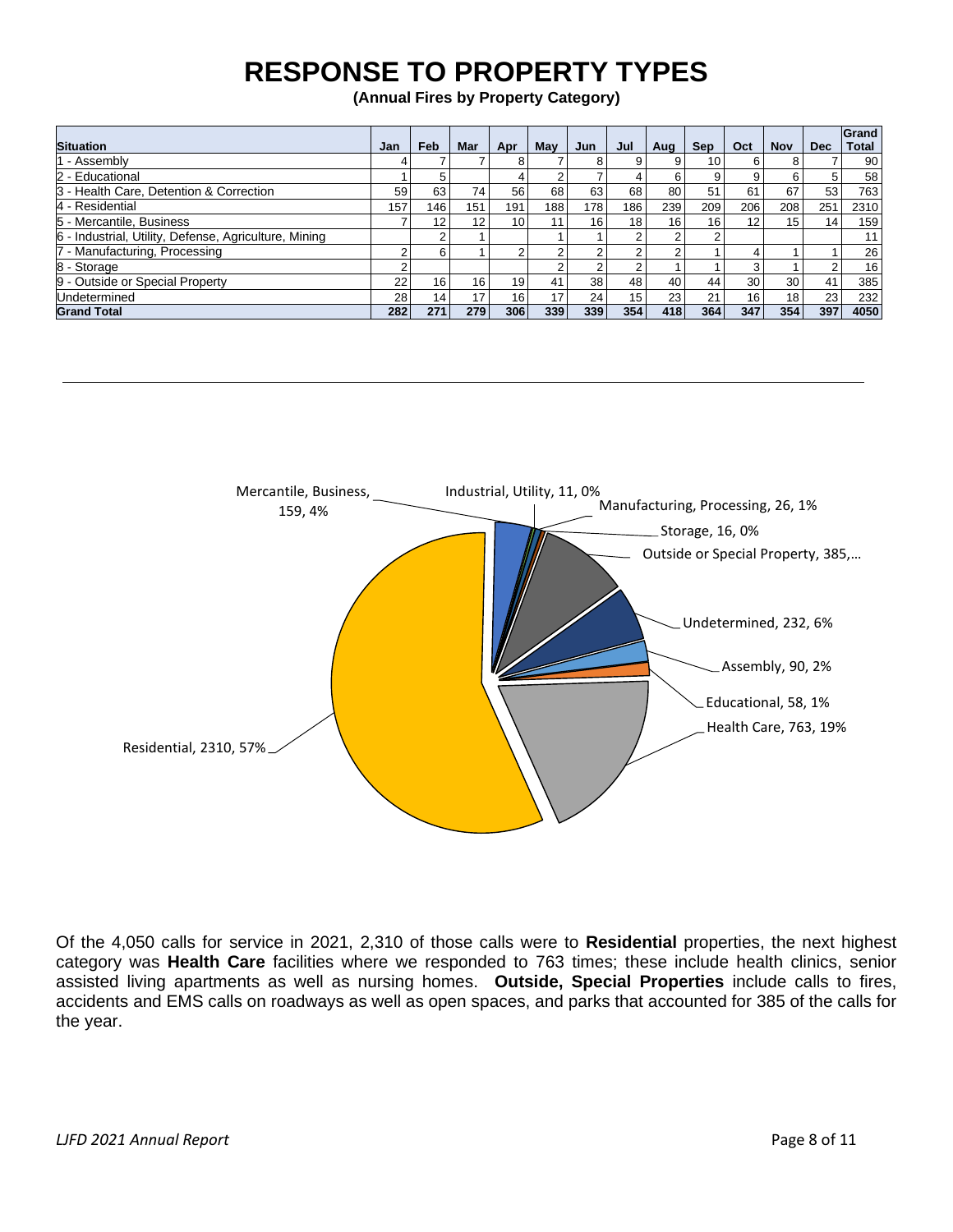# RESPONSE TO PROPERTY TYPES

**(Annual Fires by Property Category)**

| Situation | Jan | Feb | Mar | Apr | May | Jun | Jul | Aug | Sep | Oct | Nov | Dec | Grand Total |
|---|---|---|---|---|---|---|---|---|---|---|---|---|---|
| 1 - Assembly | 4 | 7 | 7 | 8 | 7 | 8 | 9 | 9 | 10 | 6 | 8 | 7 | 90 |
| 2 - Educational | 1 | 5 | | 4 | 2 | 7 | 4 | 6 | 9 | 9 | 6 | 5 | 58 |
| 3 - Health Care, Detention & Correction | 59 | 63 | 74 | 56 | 68 | 63 | 68 | 80 | 51 | 61 | 67 | 53 | 763 |
| 4 - Residential | 157 | 146 | 151 | 191 | 188 | 178 | 186 | 239 | 209 | 206 | 208 | 251 | 2310 |
| 5 - Mercantile, Business | 7 | 12 | 12 | 10 | 11 | 16 | 18 | 16 | 16 | 12 | 15 | 14 | 159 |
| 6 - Industrial, Utility, Defense, Agriculture, Mining | | 2 | 1 | | 1 | 1 | 2 | 2 | 2 | | | | 11 |
| 7 - Manufacturing, Processing | 2 | 6 | 1 | 2 | 2 | 2 | 2 | 2 | 1 | 4 | 1 | 1 | 26 |
| 8 - Storage | 2 | | | | 2 | 2 | 2 | 1 | 1 | 3 | 1 | 2 | 16 |
| 9 - Outside or Special Property | 22 | 16 | 16 | 19 | 41 | 38 | 48 | 40 | 44 | 30 | 30 | 41 | 385 |
| Undetermined | 28 | 14 | 17 | 16 | 17 | 24 | 15 | 23 | 21 | 16 | 18 | 23 | 232 |
| **Grand Total** | **282** | **271** | **279** | **306** | **339** | **339** | **354** | **418** | **364** | **347** | **354** | **397** | **4050** |

Of the 4,050 calls for service in 2021, 2,310 of those calls were to **Residential** properties, the next highest category was **Health Care** facilities where we responded to 763 times; these include health clinics, senior assisted living apartments as well as nursing homes. **Outside, Special Properties** include calls to fires, accidents and EMS calls on roadways as well as open spaces, and parks that accounted for 385 of the calls for the year.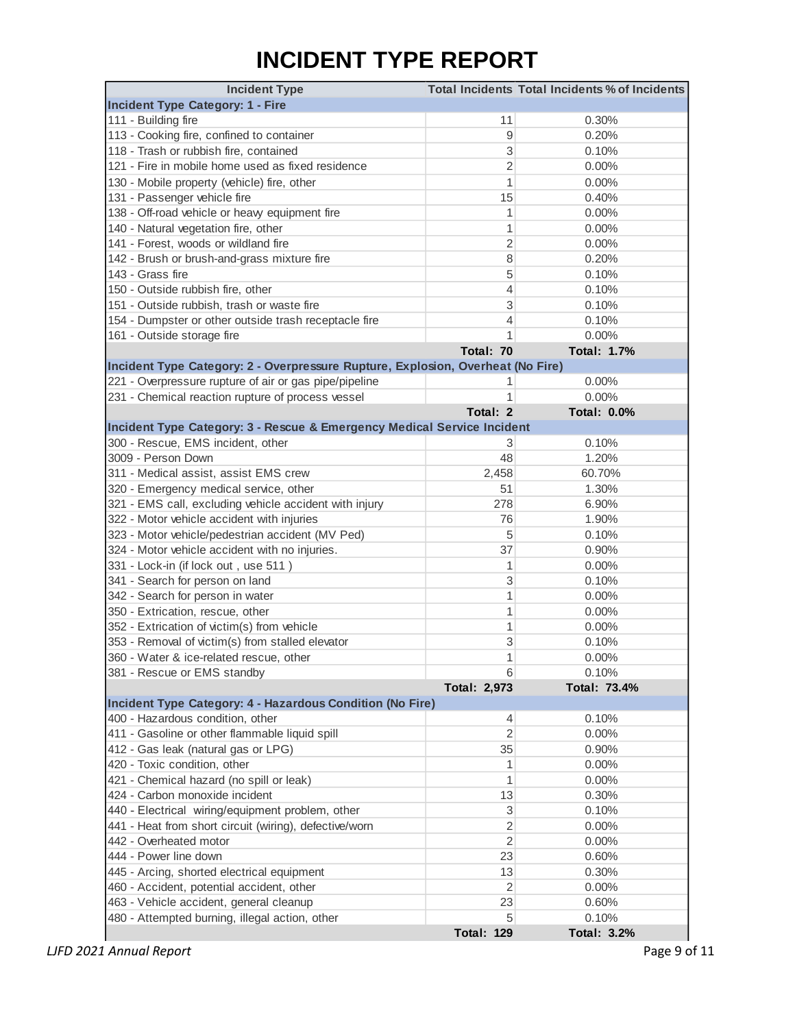# INCIDENT TYPE REPORT

| Incident Type | Total Incidents | Total Incidents % of Incidents |
|---|---|---|
| **Incident Type Category: 1 - Fire** | | |
| 111 - Building fire | 11 | 0.30% |
| 113 - Cooking fire, confined to container | 9 | 0.20% |
| 118 - Trash or rubbish fire, contained | 3 | 0.10% |
| 121 - Fire in mobile home used as fixed residence | 2 | 0.00% |
| 130 - Mobile property (vehicle) fire, other | 1 | 0.00% |
| 131 - Passenger vehicle fire | 15 | 0.40% |
| 138 - Off-road vehicle or heavy equipment fire | 1 | 0.00% |
| 140 - Natural vegetation fire, other | 1 | 0.00% |
| 141 - Forest, woods or wildland fire | 2 | 0.00% |
| 142 - Brush or brush-and-grass mixture fire | 8 | 0.20% |
| 143 - Grass fire | 5 | 0.10% |
| 150 - Outside rubbish fire, other | 4 | 0.10% |
| 151 - Outside rubbish, trash or waste fire | 3 | 0.10% |
| 154 - Dumpster or other outside trash receptacle fire | 4 | 0.10% |
| 161 - Outside storage fire | 1 | 0.00% |
| | **Total: 70** | **Total: 1.7%** |
| **Incident Type Category: 2 - Overpressure Rupture, Explosion, Overheat (No Fire)** | | |
| 221 - Overpressure rupture of air or gas pipe/pipeline | 1 | 0.00% |
| 231 - Chemical reaction rupture of process vessel | 1 | 0.00% |
| | **Total: 2** | **Total: 0.0%** |
| **Incident Type Category: 3 - Rescue & Emergency Medical Service Incident** | | |
| 300 - Rescue, EMS incident, other | 3 | 0.10% |
| 3009 - Person Down | 48 | 1.20% |
| 311 - Medical assist, assist EMS crew | 2,458 | 60.70% |
| 320 - Emergency medical service, other | 51 | 1.30% |
| 321 - EMS call, excluding vehicle accident with injury | 278 | 6.90% |
| 322 - Motor vehicle accident with injuries | 76 | 1.90% |
| 323 - Motor vehicle/pedestrian accident (MV Ped) | 5 | 0.10% |
| 324 - Motor vehicle accident with no injuries. | 37 | 0.90% |
| 331 - Lock-in (if lock out , use 511 ) | 1 | 0.00% |
| 341 - Search for person on land | 3 | 0.10% |
| 342 - Search for person in water | 1 | 0.00% |
| 350 - Extrication, rescue, other | 1 | 0.00% |
| 352 - Extrication of victim(s) from vehicle | 1 | 0.00% |
| 353 - Removal of victim(s) from stalled elevator | 3 | 0.10% |
| 360 - Water & ice-related rescue, other | 1 | 0.00% |
| 381 - Rescue or EMS standby | 6 | 0.10% |
| | **Total: 2,973** | **Total: 73.4%** |
| **Incident Type Category: 4 - Hazardous Condition (No Fire)** | | |
| 400 - Hazardous condition, other | 4 | 0.10% |
| 411 - Gasoline or other flammable liquid spill | 2 | 0.00% |
| 412 - Gas leak (natural gas or LPG) | 35 | 0.90% |
| 420 - Toxic condition, other | 1 | 0.00% |
| 421 - Chemical hazard (no spill or leak) | 1 | 0.00% |
| 424 - Carbon monoxide incident | 13 | 0.30% |
| 440 - Electrical wiring/equipment problem, other | 3 | 0.10% |
| 441 - Heat from short circuit (wiring), defective/worn | 2 | 0.00% |
| 442 - Overheated motor | 2 | 0.00% |
| 444 - Power line down | 23 | 0.60% |
| 445 - Arcing, shorted electrical equipment | 13 | 0.30% |
| 460 - Accident, potential accident, other | 2 | 0.00% |
| 463 - Vehicle accident, general cleanup | 23 | 0.60% |
| 480 - Attempted burning, illegal action, other | 5 | 0.10% |
| | **Total: 129** | **Total: 3.2%** |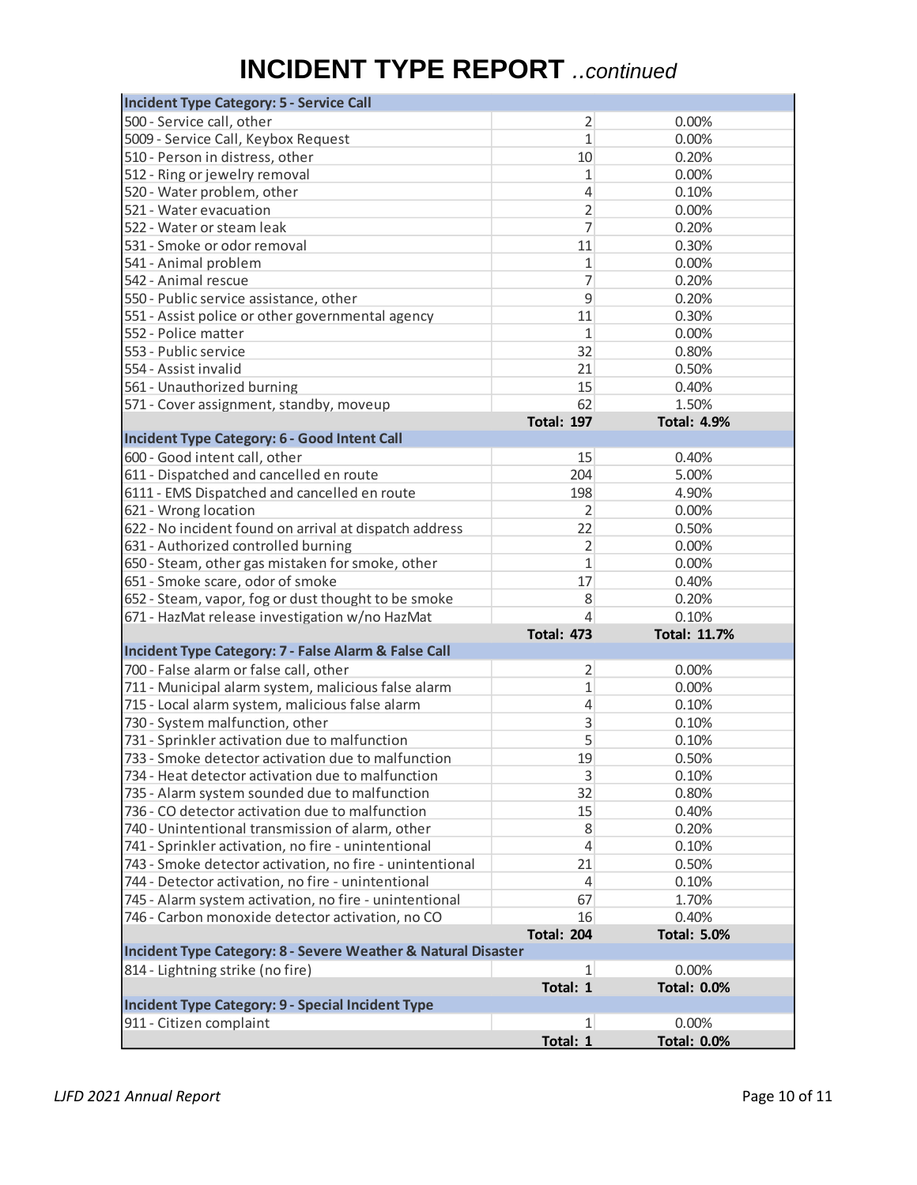# INCIDENT TYPE REPORT *..continued*

| Incident Type Category: 5 - Service Call | | |
|---|---|---|
| 500 - Service call, other | 2 | 0.00% |
| 5009 - Service Call, Keybox Request | 1 | 0.00% |
| 510 - Person in distress, other | 10 | 0.20% |
| 512 - Ring or jewelry removal | 1 | 0.00% |
| 520 - Water problem, other | 4 | 0.10% |
| 521 - Water evacuation | 2 | 0.00% |
| 522 - Water or steam leak | 7 | 0.20% |
| 531 - Smoke or odor removal | 11 | 0.30% |
| 541 - Animal problem | 1 | 0.00% |
| 542 - Animal rescue | 7 | 0.20% |
| 550 - Public service assistance, other | 9 | 0.20% |
| 551 - Assist police or other governmental agency | 11 | 0.30% |
| 552 - Police matter | 1 | 0.00% |
| 553 - Public service | 32 | 0.80% |
| 554 - Assist invalid | 21 | 0.50% |
| 561 - Unauthorized burning | 15 | 0.40% |
| 571 - Cover assignment, standby, moveup | 62 | 1.50% |
| | **Total: 197** | **Total: 4.9%** |
| **Incident Type Category: 6 - Good Intent Call** | | |
| 600 - Good intent call, other | 15 | 0.40% |
| 611 - Dispatched and cancelled en route | 204 | 5.00% |
| 6111 - EMS Dispatched and cancelled en route | 198 | 4.90% |
| 621 - Wrong location | 2 | 0.00% |
| 622 - No incident found on arrival at dispatch address | 22 | 0.50% |
| 631 - Authorized controlled burning | 2 | 0.00% |
| 650 - Steam, other gas mistaken for smoke, other | 1 | 0.00% |
| 651 - Smoke scare, odor of smoke | 17 | 0.40% |
| 652 - Steam, vapor, fog or dust thought to be smoke | 8 | 0.20% |
| 671 - HazMat release investigation w/no HazMat | 4 | 0.10% |
| | **Total: 473** | **Total: 11.7%** |
| **Incident Type Category: 7 - False Alarm & False Call** | | |
| 700 - False alarm or false call, other | 2 | 0.00% |
| 711 - Municipal alarm system, malicious false alarm | 1 | 0.00% |
| 715 - Local alarm system, malicious false alarm | 4 | 0.10% |
| 730 - System malfunction, other | 3 | 0.10% |
| 731 - Sprinkler activation due to malfunction | 5 | 0.10% |
| 733 - Smoke detector activation due to malfunction | 19 | 0.50% |
| 734 - Heat detector activation due to malfunction | 3 | 0.10% |
| 735 - Alarm system sounded due to malfunction | 32 | 0.80% |
| 736 - CO detector activation due to malfunction | 15 | 0.40% |
| 740 - Unintentional transmission of alarm, other | 8 | 0.20% |
| 741 - Sprinkler activation, no fire - unintentional | 4 | 0.10% |
| 743 - Smoke detector activation, no fire - unintentional | 21 | 0.50% |
| 744 - Detector activation, no fire - unintentional | 4 | 0.10% |
| 745 - Alarm system activation, no fire - unintentional | 67 | 1.70% |
| 746 - Carbon monoxide detector activation, no CO | 16 | 0.40% |
| | **Total: 204** | **Total: 5.0%** |
| **Incident Type Category: 8 - Severe Weather & Natural Disaster** | | |
| 814 - Lightning strike (no fire) | 1 | 0.00% |
| | **Total: 1** | **Total: 0.0%** |
| **Incident Type Category: 9 - Special Incident Type** | | |
| 911 - Citizen complaint | 1 | 0.00% |
| | **Total: 1** | **Total: 0.0%** |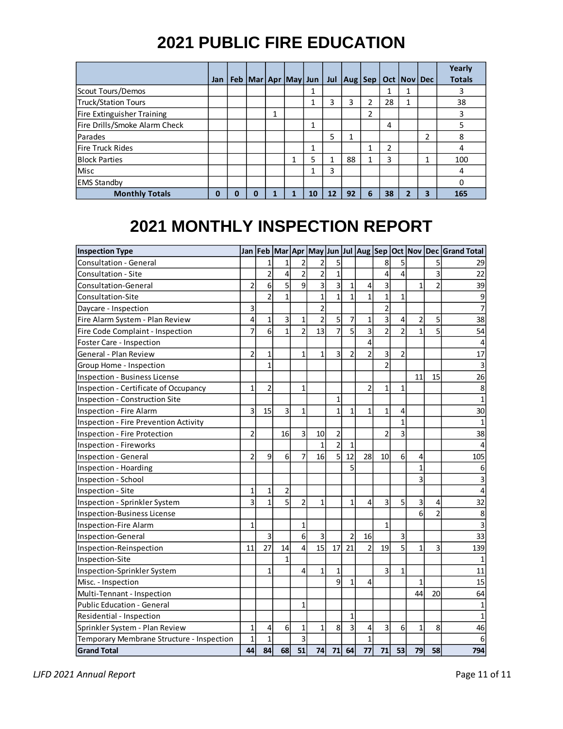# 2021 PUBLIC FIRE EDUCATION

| | Jan | Feb | Mar | Apr | May | Jun | Jul | Aug | Sep | Oct | Nov | Dec | Yearly Totals |
|---|---|---|---|---|---|---|---|---|---|---|---|---|---|
| Scout Tours/Demos | | | | | | 1 | | | | 1 | 1 | | 3 |
| Truck/Station Tours | | | | | | 1 | 3 | 3 | 2 | 28 | 1 | | 38 |
| Fire Extinguisher Training | | | | 1 | | | | | 2 | | | | 3 |
| Fire Drills/Smoke Alarm Check | | | | | | 1 | | | | 4 | | | 5 |
| Parades | | | | | | | 5 | 1 | | | | 2 | 8 |
| Fire Truck Rides | | | | | | 1 | | | 1 | 2 | | | 4 |
| Block Parties | | | | | 1 | 5 | 1 | 88 | 1 | 3 | | 1 | 100 |
| Misc | | | | | | 1 | 3 | | | | | | 4 |
| EMS Standby | | | | | | | | | | | | | 0 |
| **Monthly Totals** | **0** | **0** | **0** | **1** | **1** | **10** | **12** | **92** | **6** | **38** | **2** | **3** | **165** |

# 2021 MONTHLY INSPECTION REPORT

| Inspection Type | Jan | Feb | Mar | Apr | May | Jun | Jul | Aug | Sep | Oct | Nov | Dec | Grand Total |
|---|---|---|---|---|---|---|---|---|---|---|---|---|---|
| Consultation - General | | 1 | 1 | 2 | 2 | 5 | | | 8 | 5 | | 5 | 29 |
| Consultation - Site | | 2 | 4 | 2 | 2 | 1 | | | 4 | 4 | | 3 | 22 |
| Consultation-General | 2 | 6 | 5 | 9 | 3 | 3 | 1 | 4 | 3 | | 1 | 2 | 39 |
| Consultation-Site | | 2 | 1 | | 1 | 1 | 1 | 1 | 1 | 1 | | | 9 |
| Daycare - Inspection | 3 | | | | 2 | | | | 2 | | | | 7 |
| Fire Alarm System - Plan Review | 4 | 1 | 3 | 1 | 2 | 5 | 7 | 1 | 3 | 4 | 2 | 5 | 38 |
| Fire Code Complaint - Inspection | 7 | 6 | 1 | 2 | 13 | 7 | 5 | 3 | 2 | 2 | 1 | 5 | 54 |
| Foster Care - Inspection | | | | | | | | 4 | | | | | 4 |
| General - Plan Review | 2 | 1 | | 1 | 1 | 3 | 2 | 2 | 3 | 2 | | | 17 |
| Group Home - Inspection | | 1 | | | | | | | 2 | | | | 3 |
| Inspection - Business License | | | | | | | | | | | 11 | 15 | 26 |
| Inspection - Certificate of Occupancy | 1 | 2 | | 1 | | | | 2 | 1 | 1 | | | 8 |
| Inspection - Construction Site | | | | | | 1 | | | | | | | 1 |
| Inspection - Fire Alarm | 3 | 15 | 3 | 1 | | 1 | 1 | 1 | 1 | 4 | | | 30 |
| Inspection - Fire Prevention Activity | | | | | | | | | | 1 | | | 1 |
| Inspection - Fire Protection | 2 | | 16 | 3 | 10 | 2 | | | 2 | 3 | | | 38 |
| Inspection - Fireworks | | | | | 1 | 2 | 1 | | | | | | 4 |
| Inspection - General | 2 | 9 | 6 | 7 | 16 | 5 | 12 | 28 | 10 | 6 | 4 | | 105 |
| Inspection - Hoarding | | | | | | | 5 | | | | 1 | | 6 |
| Inspection - School | | | | | | | | | | | 3 | | 3 |
| Inspection - Site | 1 | 1 | 2 | | | | | | | | | | 4 |
| Inspection - Sprinkler System | 3 | 1 | 5 | 2 | 1 | | 1 | 4 | 3 | 5 | 3 | 4 | 32 |
| Inspection-Business License | | | | | | | | | | | 6 | 2 | 8 |
| Inspection-Fire Alarm | 1 | | | 1 | | | | | 1 | | | | 3 |
| Inspection-General | | 3 | | 6 | 3 | | 2 | 16 | | 3 | | | 33 |
| Inspection-Reinspection | 11 | 27 | 14 | 4 | 15 | 17 | 21 | 2 | 19 | 5 | 1 | 3 | 139 |
| Inspection-Site | | | 1 | | | | | | | | | | 1 |
| Inspection-Sprinkler System | | 1 | | 4 | 1 | 1 | | | 3 | 1 | | | 11 |
| Misc. - Inspection | | | | | | 9 | 1 | 4 | | | 1 | | 15 |
| Multi-Tennant - Inspection | | | | | | | | | | | 44 | 20 | 64 |
| Public Education - General | | | | 1 | | | | | | | | | 1 |
| Residential - Inspection | | | | | | | 1 | | | | | | 1 |
| Sprinkler System - Plan Review | 1 | 4 | 6 | 1 | 1 | 8 | 3 | 4 | 3 | 6 | 1 | 8 | 46 |
| Temporary Membrane Structure - Inspection | 1 | 1 | | 3 | | | | 1 | | | | | 6 |
| **Grand Total** | **44** | **84** | **68** | **51** | **74** | **71** | **64** | **77** | **71** | **53** | **79** | **58** | **794** |